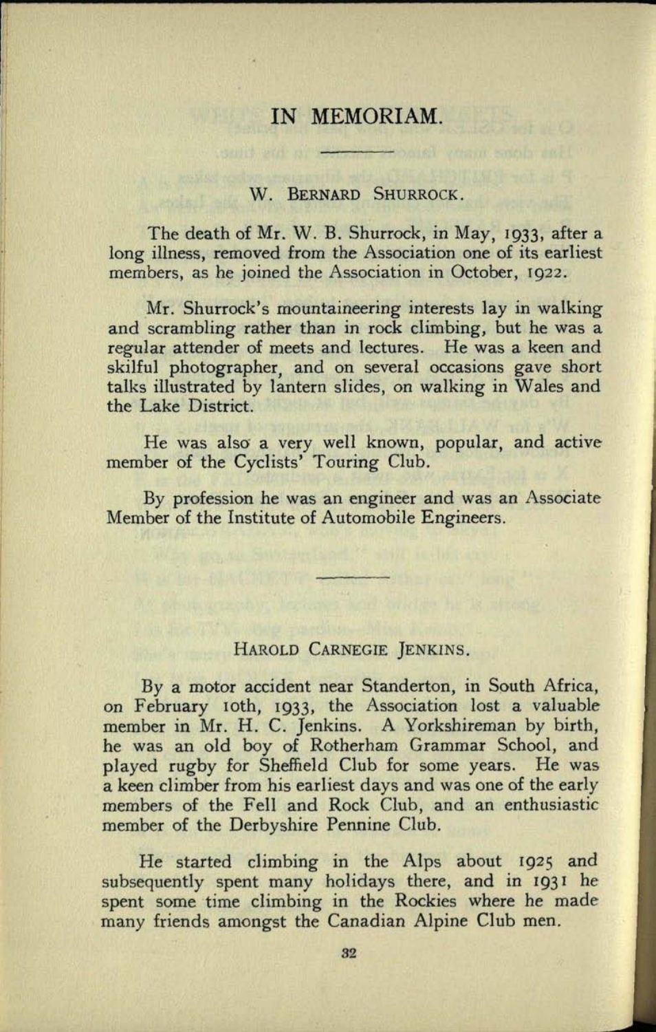# IN MEMORIAM.

## W. Bernard Shurrock.

The death of Mr. W. B. Shurrock, in May, 1933, after a long illness, removed from the Association one of its earliest members, as he joined the Association in October, 1922.

Mr. Shurrock's mountaineering interests lay in walking and scrambling rather than in rock climbing, but he was a regular attender of meets and lectures. He was a keen and skilful photographer, and on several occasions gave short talks illustrated by lantern slides, on walking in Wales and the Lake District.

He was also a very well known, popular, and active member of the Cyclists' Touring Club.

By profession he was an engineer and was an Associate Member of the Institute of Automobile Engineers.

## Harold Carnegie Jenkins.

By a motor accident near Standerton, in South Africa, on February 10th, 1933, the Association lost a valuable member in Mr. H. C. Jenkins. A Yorkshireman by birth, he was an old boy of Rotherham Grammar School, and played rugby for Sheffield Club for some years. He was a keen climber from his earliest days and was one of the early members of the Fell and Rock Club, and an enthusiastic member of the Derbyshire Pennine Club.

He started climbing in the Alps about 1925 and subsequently spent many holidays there, and in 1931 he spent some time climbing in the Rockies where he made many friends amongst the Canadian Alpine Club men.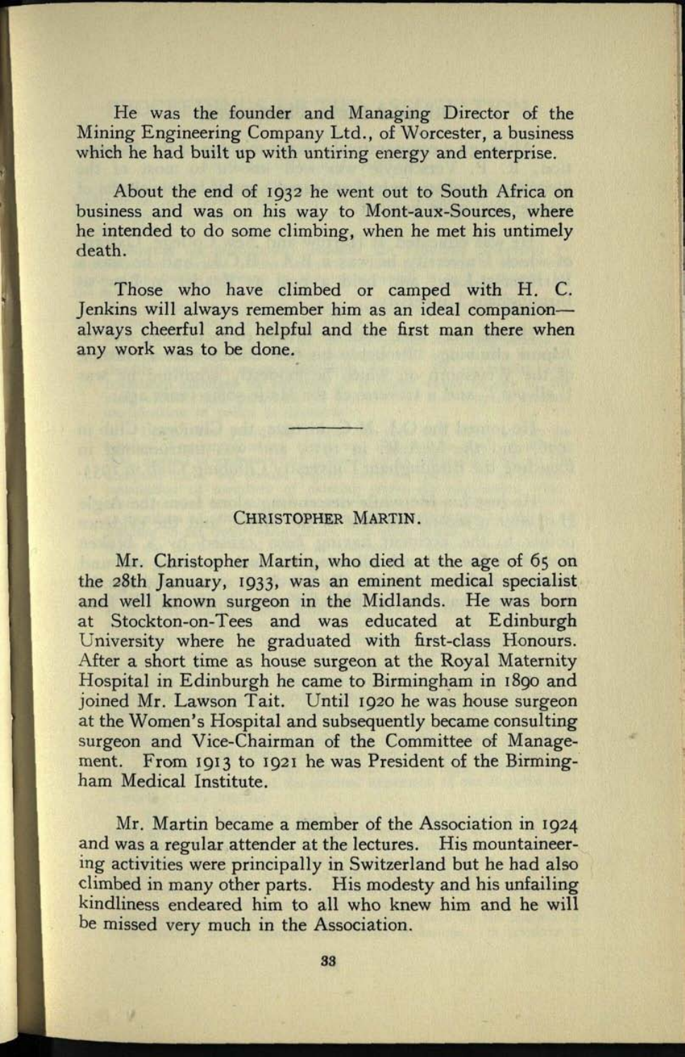He was the founder and Managing Director of the Mining Engineering Company Ltd., of Worcester, a business which he had built up with untiring energy and enterprise.

About the end of 1932 he went out to South Africa on business and was on his way to Mont-aux-Sources, where he intended to do some climbing, when he met his untimely death.

Those who have climbed or camped with H. C. Jenkins will always remember him as an ideal companion—always cheerful and helpful and the first man there when any work was to be done.

---

## CHRISTOPHER MARTIN.

Mr. Christopher Martin, who died at the age of 65 on the 28th January, 1933, was an eminent medical specialist and well known surgeon in the Midlands. He was born at Stockton-on-Tees and was educated at Edinburgh University where he graduated with first-class Honours. After a short time as house surgeon at the Royal Maternity Hospital in Edinburgh he came to Birmingham in 1890 and joined Mr. Lawson Tait. Until 1920 he was house surgeon at the Women's Hospital and subsequently became consulting surgeon and Vice-Chairman of the Committee of Management. From 1913 to 1921 he was President of the Birmingham Medical Institute.

Mr. Martin became a member of the Association in 1924 and was a regular attender at the lectures. His mountaineering activities were principally in Switzerland but he had also climbed in many other parts. His modesty and his unfailing kindliness endeared him to all who knew him and he will be missed very much in the Association.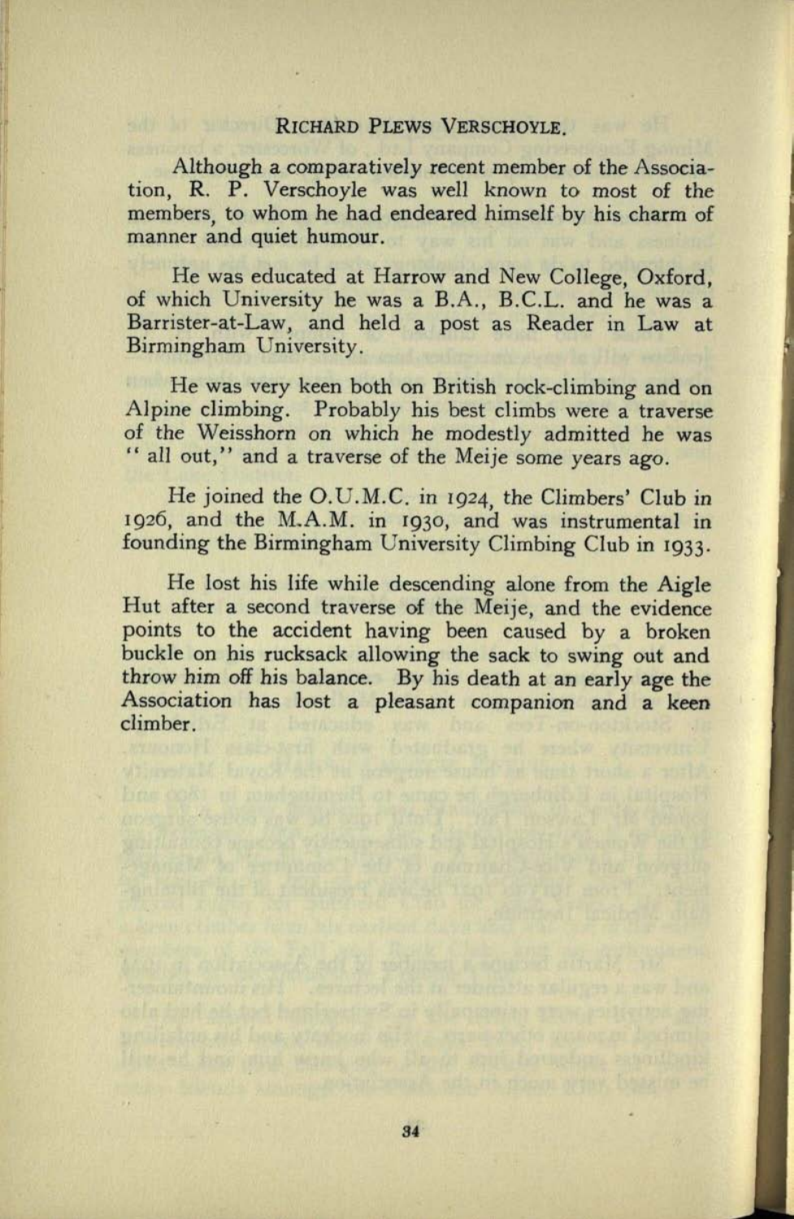## Richard Plews Verschoyle.

Although a comparatively recent member of the Association, R. P. Verschoyle was well known to most of the members, to whom he had endeared himself by his charm of manner and quiet humour.

He was educated at Harrow and New College, Oxford, of which University he was a B.A., B.C.L. and he was a Barrister-at-Law, and held a post as Reader in Law at Birmingham University.

He was very keen both on British rock-climbing and on Alpine climbing. Probably his best climbs were a traverse of the Weisshorn on which he modestly admitted he was "all out," and a traverse of the Meije some years ago.

He joined the O.U.M.C. in 1924, the Climbers' Club in 1926, and the M.A.M. in 1930, and was instrumental in founding the Birmingham University Climbing Club in 1933.

He lost his life while descending alone from the Aigle Hut after a second traverse of the Meije, and the evidence points to the accident having been caused by a broken buckle on his rucksack allowing the sack to swing out and throw him off his balance. By his death at an early age the Association has lost a pleasant companion and a keen climber.